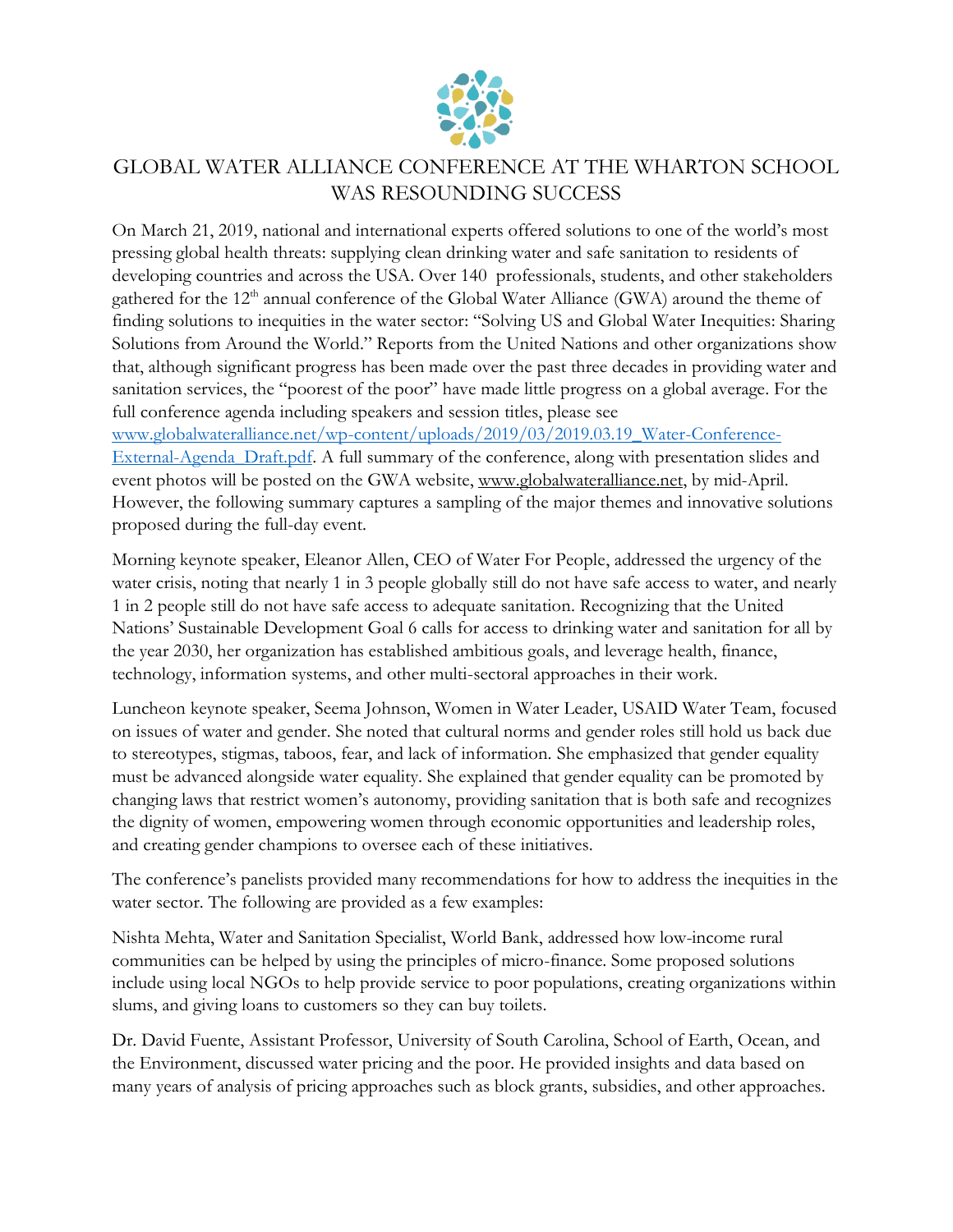# GLOBAL WATER ALLIANCE CONFERENCE AT THE WHARTON SCHOOL WAS RESOUNDING SUCCESS

On March 21, 2019, national and international experts offered solutions to one of the world's most pressing global health threats: supplying clean drinking water and safe sanitation to residents of developing countries and across the USA. Over 140 professionals, students, and other stakeholders gathered for the 12th annual conference of the Global Water Alliance (GWA) around the theme of finding solutions to inequities in the water sector: "Solving US and Global Water Inequities: Sharing Solutions from Around the World." Reports from the United Nations and other organizations show that, although significant progress has been made over the past three decades in providing water and sanitation services, the "poorest of the poor" have made little progress on a global average. For the full conference agenda including speakers and session titles, please see [www.globalwateralliance.net/wp-content/uploads/2019/03/2019.03.19_Water-Conference-External-Agenda_Draft.pdf](www.globalwateralliance.net/wp-content/uploads/2019/03/2019.03.19_Water-Conference-External-Agenda_Draft.pdf). A full summary of the conference, along with presentation slides and event photos will be posted on the GWA website, www.globalwateralliance.net, by mid-April. However, the following summary captures a sampling of the major themes and innovative solutions proposed during the full-day event.

Morning keynote speaker, Eleanor Allen, CEO of Water For People, addressed the urgency of the water crisis, noting that nearly 1 in 3 people globally still do not have safe access to water, and nearly 1 in 2 people still do not have safe access to adequate sanitation. Recognizing that the United Nations' Sustainable Development Goal 6 calls for access to drinking water and sanitation for all by the year 2030, her organization has established ambitious goals, and leverage health, finance, technology, information systems, and other multi-sectoral approaches in their work.

Luncheon keynote speaker, Seema Johnson, Women in Water Leader, USAID Water Team, focused on issues of water and gender. She noted that cultural norms and gender roles still hold us back due to stereotypes, stigmas, taboos, fear, and lack of information. She emphasized that gender equality must be advanced alongside water equality. She explained that gender equality can be promoted by changing laws that restrict women's autonomy, providing sanitation that is both safe and recognizes the dignity of women, empowering women through economic opportunities and leadership roles, and creating gender champions to oversee each of these initiatives.

The conference's panelists provided many recommendations for how to address the inequities in the water sector. The following are provided as a few examples:

Nishta Mehta, Water and Sanitation Specialist, World Bank, addressed how low-income rural communities can be helped by using the principles of micro-finance. Some proposed solutions include using local NGOs to help provide service to poor populations, creating organizations within slums, and giving loans to customers so they can buy toilets.

Dr. David Fuente, Assistant Professor, University of South Carolina, School of Earth, Ocean, and the Environment, discussed water pricing and the poor. He provided insights and data based on many years of analysis of pricing approaches such as block grants, subsidies, and other approaches.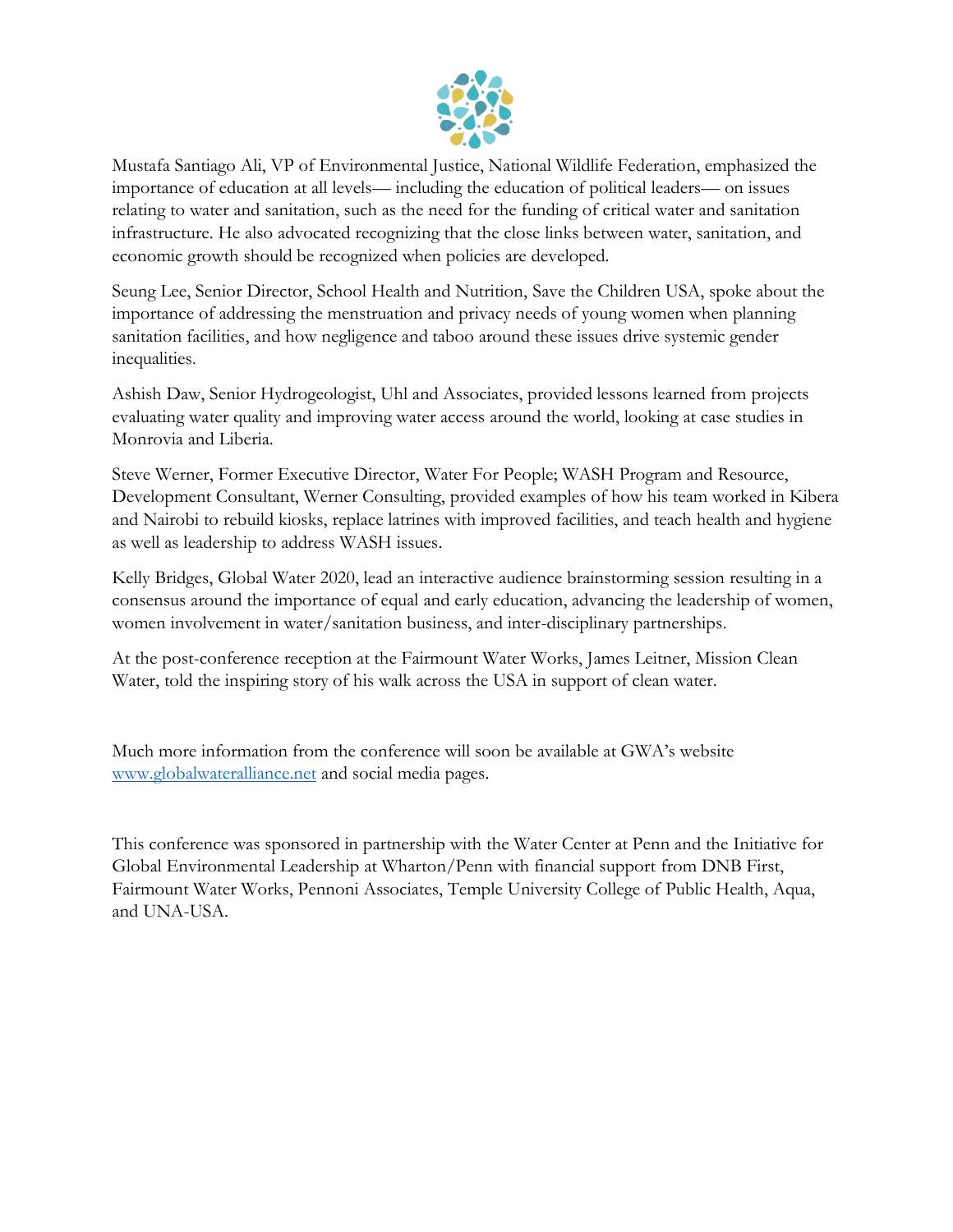Mustafa Santiago Ali, VP of Environmental Justice, National Wildlife Federation, emphasized the importance of education at all levels— including the education of political leaders— on issues relating to water and sanitation, such as the need for the funding of critical water and sanitation infrastructure. He also advocated recognizing that the close links between water, sanitation, and economic growth should be recognized when policies are developed.

Seung Lee, Senior Director, School Health and Nutrition, Save the Children USA, spoke about the importance of addressing the menstruation and privacy needs of young women when planning sanitation facilities, and how negligence and taboo around these issues drive systemic gender inequalities.

Ashish Daw, Senior Hydrogeologist, Uhl and Associates, provided lessons learned from projects evaluating water quality and improving water access around the world, looking at case studies in Monrovia and Liberia.

Steve Werner, Former Executive Director, Water For People; WASH Program and Resource, Development Consultant, Werner Consulting, provided examples of how his team worked in Kibera and Nairobi to rebuild kiosks, replace latrines with improved facilities, and teach health and hygiene as well as leadership to address WASH issues.

Kelly Bridges, Global Water 2020, lead an interactive audience brainstorming session resulting in a consensus around the importance of equal and early education, advancing the leadership of women, women involvement in water/sanitation business, and inter-disciplinary partnerships.

At the post-conference reception at the Fairmount Water Works, James Leitner, Mission Clean Water, told the inspiring story of his walk across the USA in support of clean water.

Much more information from the conference will soon be available at GWA's website [www.globalwateralliance.net](http://www.globalwateralliance.net) and social media pages.

This conference was sponsored in partnership with the Water Center at Penn and the Initiative for Global Environmental Leadership at Wharton/Penn with financial support from DNB First, Fairmount Water Works, Pennoni Associates, Temple University College of Public Health, Aqua, and UNA-USA.